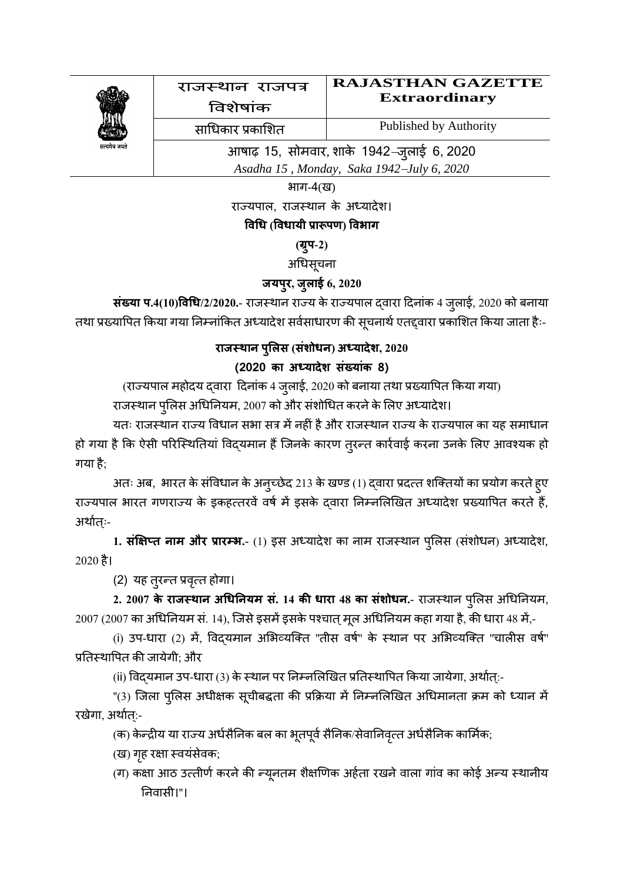| | राजस्थान राजपत्र विशेषांक | RAJASTHAN GAZETTE Extraordinary |
|---|---|---|
| सत्यमेव जयते | साधिकार प्रकाशित | Published by Authority |
| | आषाढ़ 15, सोमवार, शाके 1942–जुलाई 6, 2020 | |
| | *Asadha 15 , Monday, Saka 1942–July 6, 2020* | |

भाग-4(ख)

राज्यपाल, राजस्थान के अध्यादेश।

**विधि (विधायी प्रारूपण) विभाग**

**(ग्रुप-2)**

अधिसूचना

**जयपुर, जुलाई 6, 2020**

**संख्या प.4(10)विधि/2/2020.-** राजस्थान राज्य के राज्यपाल द्वारा दिनांक 4 जुलाई, 2020 को बनाया तथा प्रख्यापित किया गया निम्नांकित अध्यादेश सर्वसाधारण की सूचनार्थ एतद्द्वारा प्रकाशित किया जाता हैः-

## राजस्थान पुलिस (संशोधन) अध्यादेश, 2020

**(2020 का अध्यादेश संख्यांक 8)**

(राज्यपाल महोदय द्वारा दिनांक 4 जुलाई, 2020 को बनाया तथा प्रख्यापित किया गया)

राजस्थान पुलिस अधिनियम, 2007 को और संशोधित करने के लिए अध्यादेश।

यतः राजस्थान राज्य विधान सभा सत्र में नहीं है और राजस्थान राज्य के राज्यपाल का यह समाधान हो गया है कि ऐसी परिस्थितियां विद्यमान हैं जिनके कारण तुरन्त कार्रवाई करना उनके लिए आवश्यक हो गया है;

अतः अब, भारत के संविधान के अनुच्छेद 213 के खण्ड (1) द्वारा प्रदत्त शक्तियों का प्रयोग करते हुए राज्यपाल भारत गणराज्य के इकहत्तरवें वर्ष में इसके द्वारा निम्नलिखित अध्यादेश प्रख्यापित करते हैं, अर्थात्:-

**1. संक्षिप्त नाम और प्रारम्भ.-** (1) इस अध्यादेश का नाम राजस्थान पुलिस (संशोधन) अध्यादेश, 2020 है।

(2) यह तुरन्त प्रवृत्त होगा।

**2. 2007 के राजस्थान अधिनियम सं. 14 की धारा 48 का संशोधन.-** राजस्थान पुलिस अधिनियम, 2007 (2007 का अधिनियम सं. 14), जिसे इसमें इसके पश्चात् मूल अधिनियम कहा गया है, की धारा 48 में,-

(i) उप-धारा (2) में, विद्यमान अभिव्यक्ति "तीस वर्ष" के स्थान पर अभिव्यक्ति "चालीस वर्ष" प्रतिस्थापित की जायेगी; और

(ii) विद्यमान उप-धारा (3) के स्थान पर निम्नलिखित प्रतिस्थापित किया जायेगा, अर्थात्:-

"(3) जिला पुलिस अधीक्षक सूचीबद्धता की प्रक्रिया में निम्नलिखित अधिमानता क्रम को ध्यान में रखेगा, अर्थात्:-

(क) केन्द्रीय या राज्य अर्धसैनिक बल का भूतपूर्व सैनिक/सेवानिवृत्त अर्धसैनिक कार्मिक;

(ख) गृह रक्षा स्वयंसेवक;

(ग) कक्षा आठ उत्तीर्ण करने की न्यूनतम शैक्षणिक अर्हता रखने वाला गांव का कोई अन्य स्थानीय निवासी।"।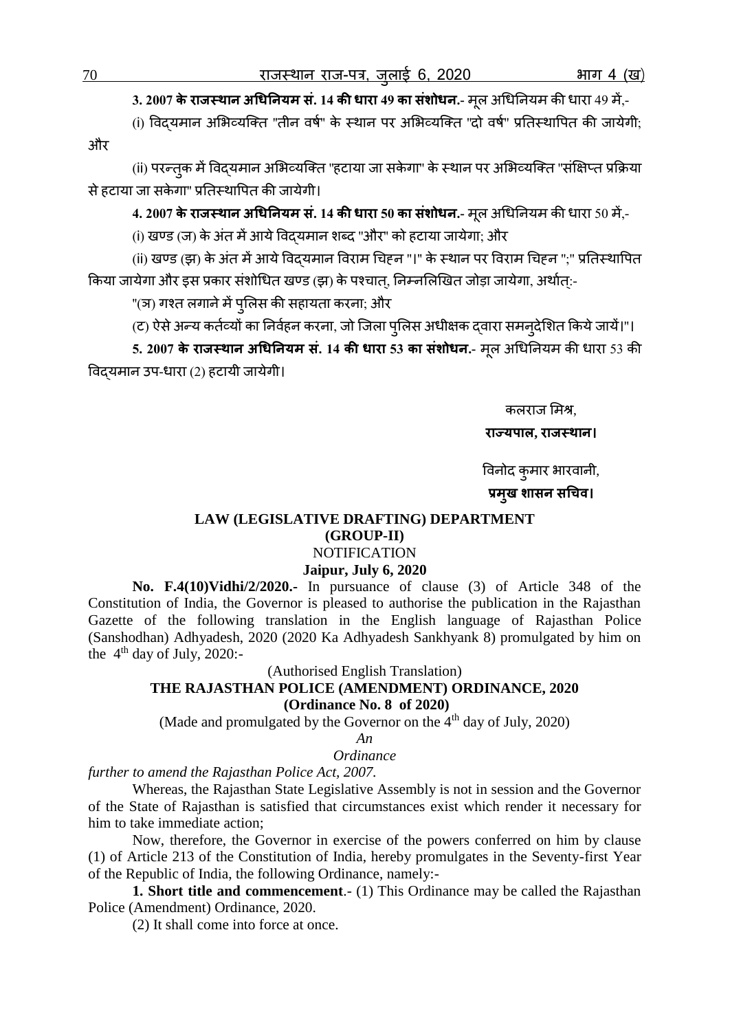**3. 2007 के राजस्थान अधिनियम सं. 14 की धारा 49 का संशोधन.**- मूल अधिनियम की धारा 49 में,-

(i) विद्यमान अभिव्यक्ति "तीन वर्ष" के स्थान पर अभिव्यक्ति "दो वर्ष" प्रतिस्थापित की जायेगी; और

(ii) परन्तुक में विद्यमान अभिव्यक्ति "हटाया जा सकेगा" के स्थान पर अभिव्यक्ति "संक्षिप्त प्रक्रिया से हटाया जा सकेगा" प्रतिस्थापित की जायेगी।

**4. 2007 के राजस्थान अधिनियम सं. 14 की धारा 50 का संशोधन.**- मूल अधिनियम की धारा 50 में,-

(i) खण्ड (ज) के अंत में आये विद्यमान शब्द "और" को हटाया जायेगा; और

(ii) खण्ड (झ) के अंत में आये विद्यमान विराम चिह्न "।" के स्थान पर विराम चिह्न ";" प्रतिस्थापित किया जायेगा और इस प्रकार संशोधित खण्ड (झ) के पश्चात्, निम्नलिखित जोड़ा जायेगा, अर्थात्:-

"(ञ) गश्त लगाने में पुलिस की सहायता करना; और

(ट) ऐसे अन्य कर्तव्यों का निर्वहन करना, जो जिला पुलिस अधीक्षक द्वारा समनुदेशित किये जायें।"।

**5. 2007 के राजस्थान अधिनियम सं. 14 की धारा 53 का संशोधन.**- मूल अधिनियम की धारा 53 की विद्यमान उप-धारा (2) हटायी जायेगी।

कलराज मिश्र,
**राज्यपाल, राजस्थान।**

विनोद कुमार भारवानी,
**प्रमुख शासन सचिव।**

## LAW (LEGISLATIVE DRAFTING) DEPARTMENT
## (GROUP-II)

NOTIFICATION

**Jaipur, July 6, 2020**

**No. F.4(10)Vidhi/2/2020.-** In pursuance of clause (3) of Article 348 of the Constitution of India, the Governor is pleased to authorise the publication in the Rajasthan Gazette of the following translation in the English language of Rajasthan Police (Sanshodhan) Adhyadesh, 2020 (2020 Ka Adhyadesh Sankhyank 8) promulgated by him on the 4th day of July, 2020:-

(Authorised English Translation)

## THE RAJASTHAN POLICE (AMENDMENT) ORDINANCE, 2020
## (Ordinance No. 8 of 2020)

(Made and promulgated by the Governor on the 4th day of July, 2020)

*An*

*Ordinance*

*further to amend the Rajasthan Police Act, 2007.*

Whereas, the Rajasthan State Legislative Assembly is not in session and the Governor of the State of Rajasthan is satisfied that circumstances exist which render it necessary for him to take immediate action;

Now, therefore, the Governor in exercise of the powers conferred on him by clause (1) of Article 213 of the Constitution of India, hereby promulgates in the Seventy-first Year of the Republic of India, the following Ordinance, namely:-

**1. Short title and commencement**.- (1) This Ordinance may be called the Rajasthan Police (Amendment) Ordinance, 2020.

(2) It shall come into force at once.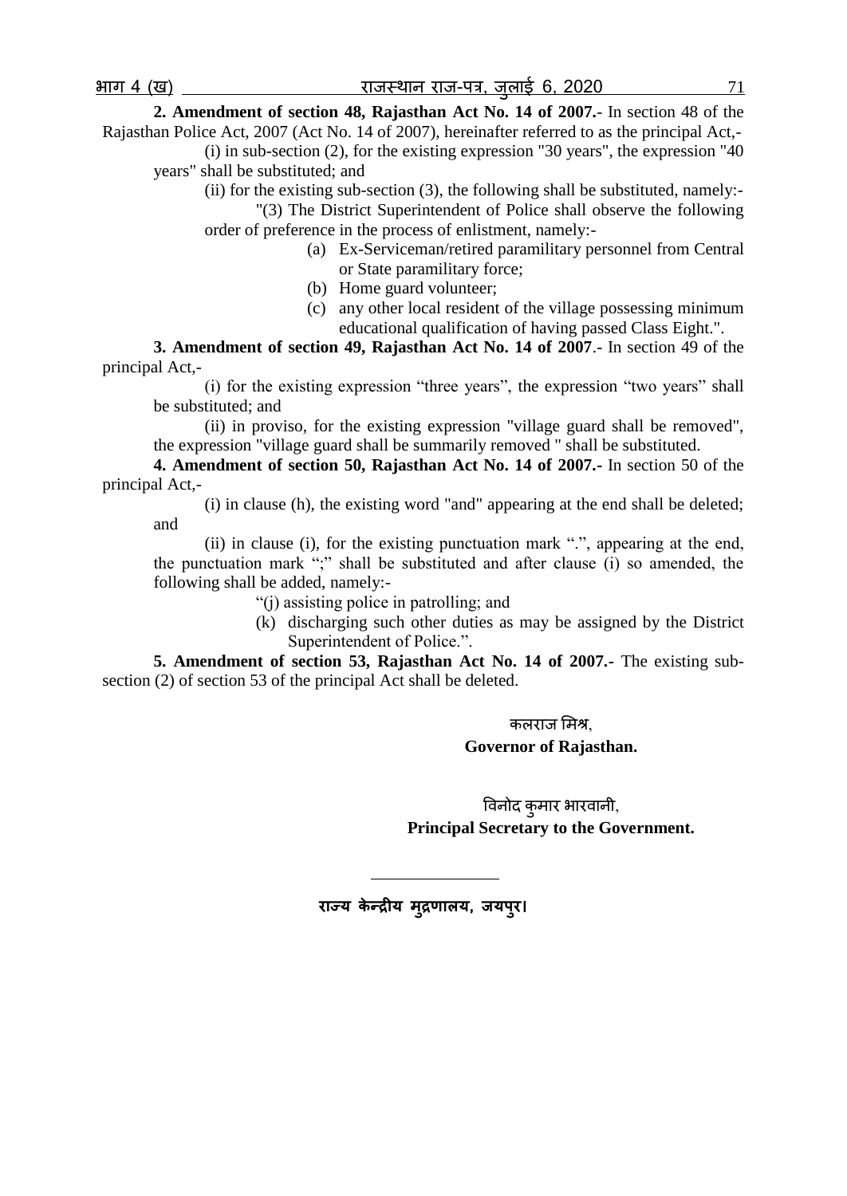**2. Amendment of section 48, Rajasthan Act No. 14 of 2007.**- In section 48 of the Rajasthan Police Act, 2007 (Act No. 14 of 2007), hereinafter referred to as the principal Act,-

(i) in sub-section (2), for the existing expression "30 years", the expression "40 years" shall be substituted; and

(ii) for the existing sub-section (3), the following shall be substituted, namely:-

"(3) The District Superintendent of Police shall observe the following order of preference in the process of enlistment, namely:-

(a) Ex-Serviceman/retired paramilitary personnel from Central or State paramilitary force;

(b) Home guard volunteer;

(c) any other local resident of the village possessing minimum educational qualification of having passed Class Eight.".

**3. Amendment of section 49, Rajasthan Act No. 14 of 2007**.- In section 49 of the principal Act,-

(i) for the existing expression "three years", the expression "two years" shall be substituted; and

(ii) in proviso, for the existing expression "village guard shall be removed", the expression "village guard shall be summarily removed " shall be substituted.

**4. Amendment of section 50, Rajasthan Act No. 14 of 2007.**- In section 50 of the principal Act,-

(i) in clause (h), the existing word "and" appearing at the end shall be deleted; and

(ii) in clause (i), for the existing punctuation mark ".", appearing at the end, the punctuation mark ";" shall be substituted and after clause (i) so amended, the following shall be added, namely:-

"(j) assisting police in patrolling; and

(k) discharging such other duties as may be assigned by the District Superintendent of Police.".

**5. Amendment of section 53, Rajasthan Act No. 14 of 2007.**- The existing sub-section (2) of section 53 of the principal Act shall be deleted.

कलराज मिश्र,
**Governor of Rajasthan.**

विनोद कुमार भारवानी,
**Principal Secretary to the Government.**

---

**राज्य केन्द्रीय मुद्रणालय, जयपुर।**